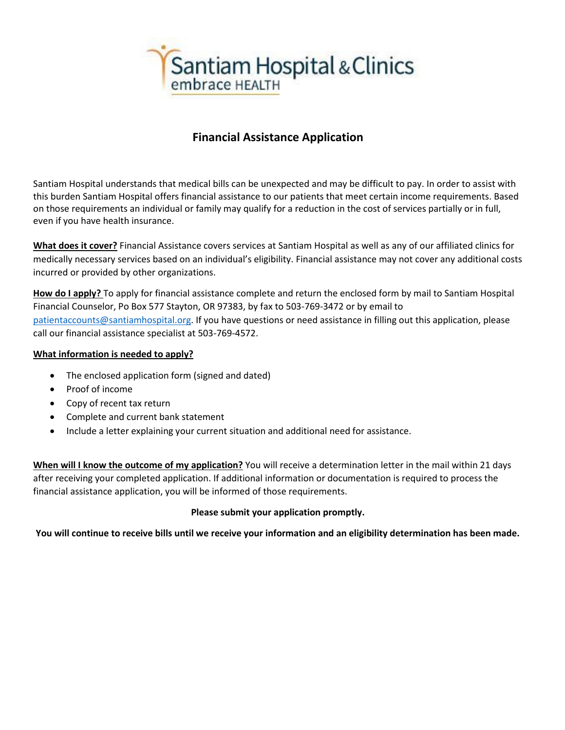Santiam Hospital & Clinics
embrace HEALTH

# Financial Assistance Application

Santiam Hospital understands that medical bills can be unexpected and may be difficult to pay. In order to assist with this burden Santiam Hospital offers financial assistance to our patients that meet certain income requirements. Based on those requirements an individual or family may qualify for a reduction in the cost of services partially or in full, even if you have health insurance.

**What does it cover?** Financial Assistance covers services at Santiam Hospital as well as any of our affiliated clinics for medically necessary services based on an individual's eligibility. Financial assistance may not cover any additional costs incurred or provided by other organizations.

**How do I apply?** To apply for financial assistance complete and return the enclosed form by mail to Santiam Hospital Financial Counselor, Po Box 577 Stayton, OR 97383, by fax to 503-769-3472 or by email to patientaccounts@santiamhospital.org. If you have questions or need assistance in filling out this application, please call our financial assistance specialist at 503-769-4572.

**What information is needed to apply?**

- The enclosed application form (signed and dated)
- Proof of income
- Copy of recent tax return
- Complete and current bank statement
- Include a letter explaining your current situation and additional need for assistance.

**When will I know the outcome of my application?** You will receive a determination letter in the mail within 21 days after receiving your completed application. If additional information or documentation is required to process the financial assistance application, you will be informed of those requirements.

**Please submit your application promptly.**

**You will continue to receive bills until we receive your information and an eligibility determination has been made.**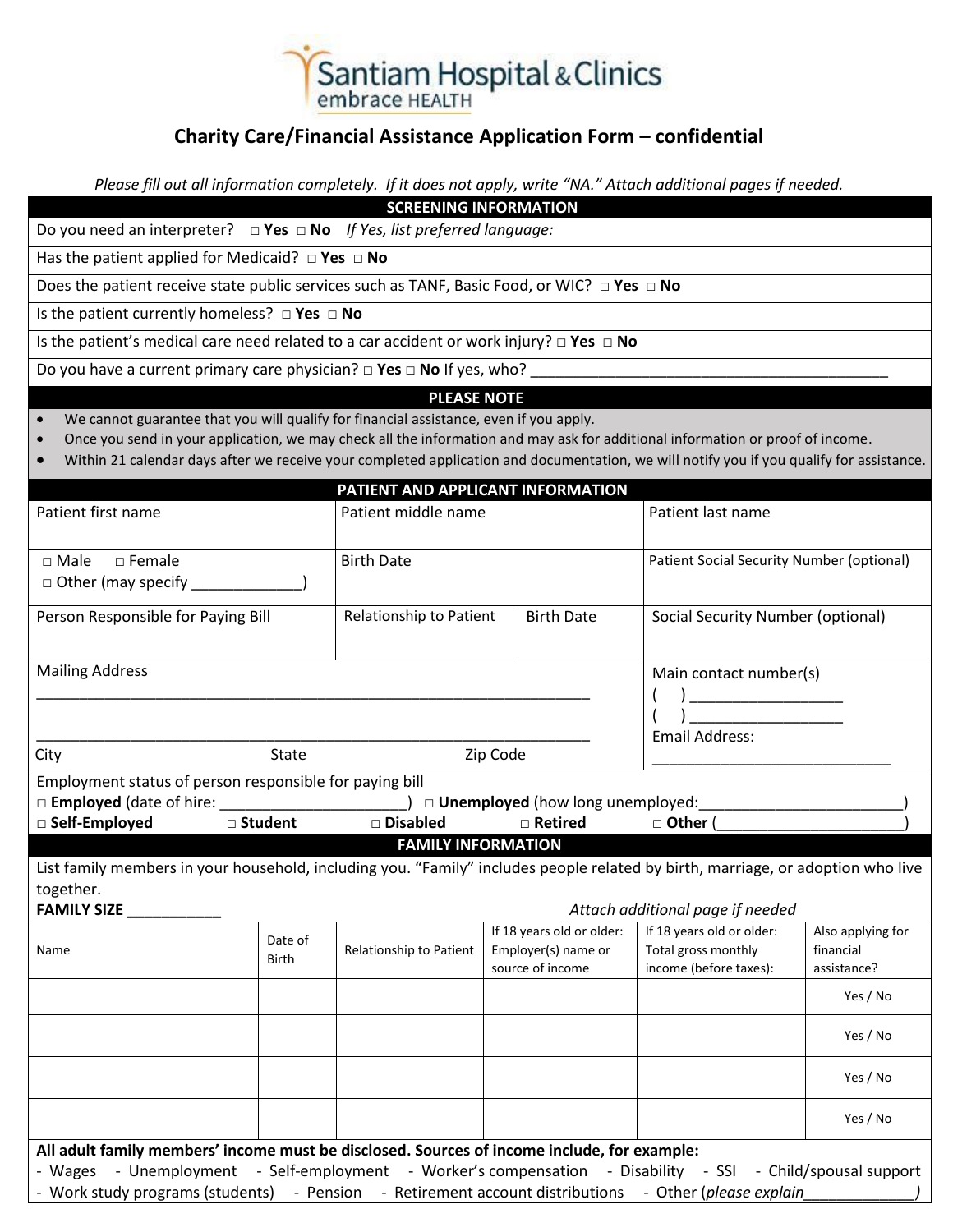Santiam Hospital & Clinics
embrace HEALTH

# Charity Care/Financial Assistance Application Form – confidential

*Please fill out all information completely. If it does not apply, write "NA." Attach additional pages if needed.*

## SCREENING INFORMATION

Do you need an interpreter? □ **Yes** □ **No** *If Yes, list preferred language:*

Has the patient applied for Medicaid? □ **Yes** □ **No**

Does the patient receive state public services such as TANF, Basic Food, or WIC? □ **Yes** □ **No**

Is the patient currently homeless? □ **Yes** □ **No**

Is the patient's medical care need related to a car accident or work injury? □ **Yes** □ **No**

Do you have a current primary care physician? □ **Yes** □ **No** If yes, who? ___________________________________________

## PLEASE NOTE

- We cannot guarantee that you will qualify for financial assistance, even if you apply.
- Once you send in your application, we may check all the information and may ask for additional information or proof of income.
- Within 21 calendar days after we receive your completed application and documentation, we will notify you if you qualify for assistance.

## PATIENT AND APPLICANT INFORMATION

| Patient first name | Patient middle name | | Patient last name |
|---|---|---|---|
| □ Male □ Female<br>□ Other (may specify _____________) | Birth Date | | Patient Social Security Number (optional) |
| Person Responsible for Paying Bill | Relationship to Patient | Birth Date | Social Security Number (optional) |

Mailing Address
_________________________________________________________________

_________________________________________________________________
City State Zip Code

Main contact number(s)
(    ) __________________
(    ) __________________
Email Address:
____________________________

Employment status of person responsible for paying bill
□ **Employed** (date of hire: ______________________) □ **Unemployed** (how long unemployed:________________________)
□ **Self-Employed** □ **Student** □ **Disabled** □ **Retired** □ **Other** (______________________)

## FAMILY INFORMATION

List family members in your household, including you. "Family" includes people related by birth, marriage, or adoption who live together.

**FAMILY SIZE ___________** *Attach additional page if needed*

| Name | Date of Birth | Relationship to Patient | If 18 years old or older: Employer(s) name or source of income | If 18 years old or older: Total gross monthly income (before taxes): | Also applying for financial assistance? |
|---|---|---|---|---|---|
| | | | | | Yes / No |
| | | | | | Yes / No |
| | | | | | Yes / No |
| | | | | | Yes / No |

**All adult family members' income must be disclosed. Sources of income include, for example:**
- Wages - Unemployment - Self-employment - Worker's compensation - Disability - SSI - Child/spousal support
- Work study programs (students) - Pension - Retirement account distributions - Other (*please explain_____________*)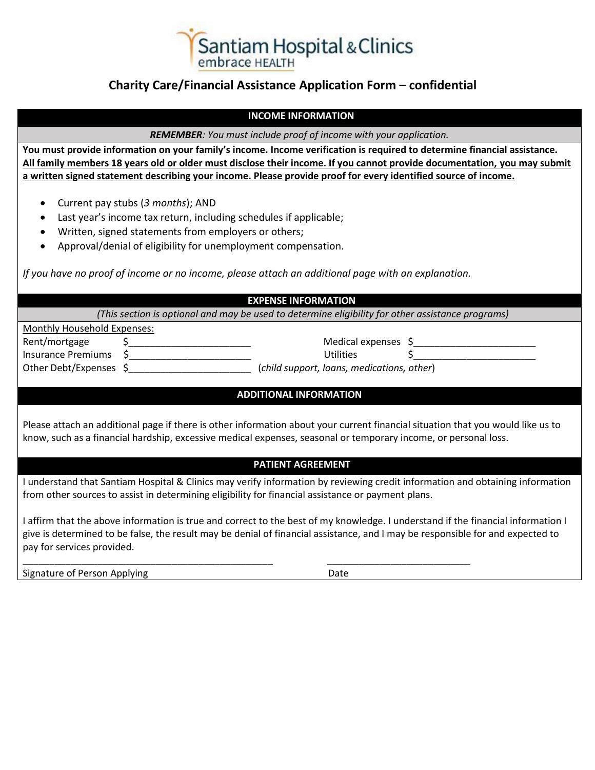Santiam Hospital & Clinics
embrace HEALTH

# Charity Care/Financial Assistance Application Form – confidential

## INCOME INFORMATION

***REMEMBER**: You must include proof of income with your application.*

**You must provide information on your family's income. Income verification is required to determine financial assistance. <u>All family members 18 years old or older must disclose their income. If you cannot provide documentation, you may submit a written signed statement describing your income. Please provide proof for every identified source of income.</u>**

- Current pay stubs (*3 months*); AND
- Last year's income tax return, including schedules if applicable;
- Written, signed statements from employers or others;
- Approval/denial of eligibility for unemployment compensation.

*If you have no proof of income or no income, please attach an additional page with an explanation.*

## EXPENSE INFORMATION

*(This section is optional and may be used to determine eligibility for other assistance programs)*

<u>Monthly Household Expenses:</u>

Rent/mortgage $_______________________ Medical expenses $_______________________

Insurance Premiums $_______________________ Utilities $_______________________

Other Debt/Expenses $_______________________ (*child support, loans, medications, other*)

## ADDITIONAL INFORMATION

Please attach an additional page if there is other information about your current financial situation that you would like us to know, such as a financial hardship, excessive medical expenses, seasonal or temporary income, or personal loss.

## PATIENT AGREEMENT

I understand that Santiam Hospital & Clinics may verify information by reviewing credit information and obtaining information from other sources to assist in determining eligibility for financial assistance or payment plans.

I affirm that the above information is true and correct to the best of my knowledge. I understand if the financial information I give is determined to be false, the result may be denial of financial assistance, and I may be responsible for and expected to pay for services provided.

_______________________________________________ ___________________________

Signature of Person Applying Date